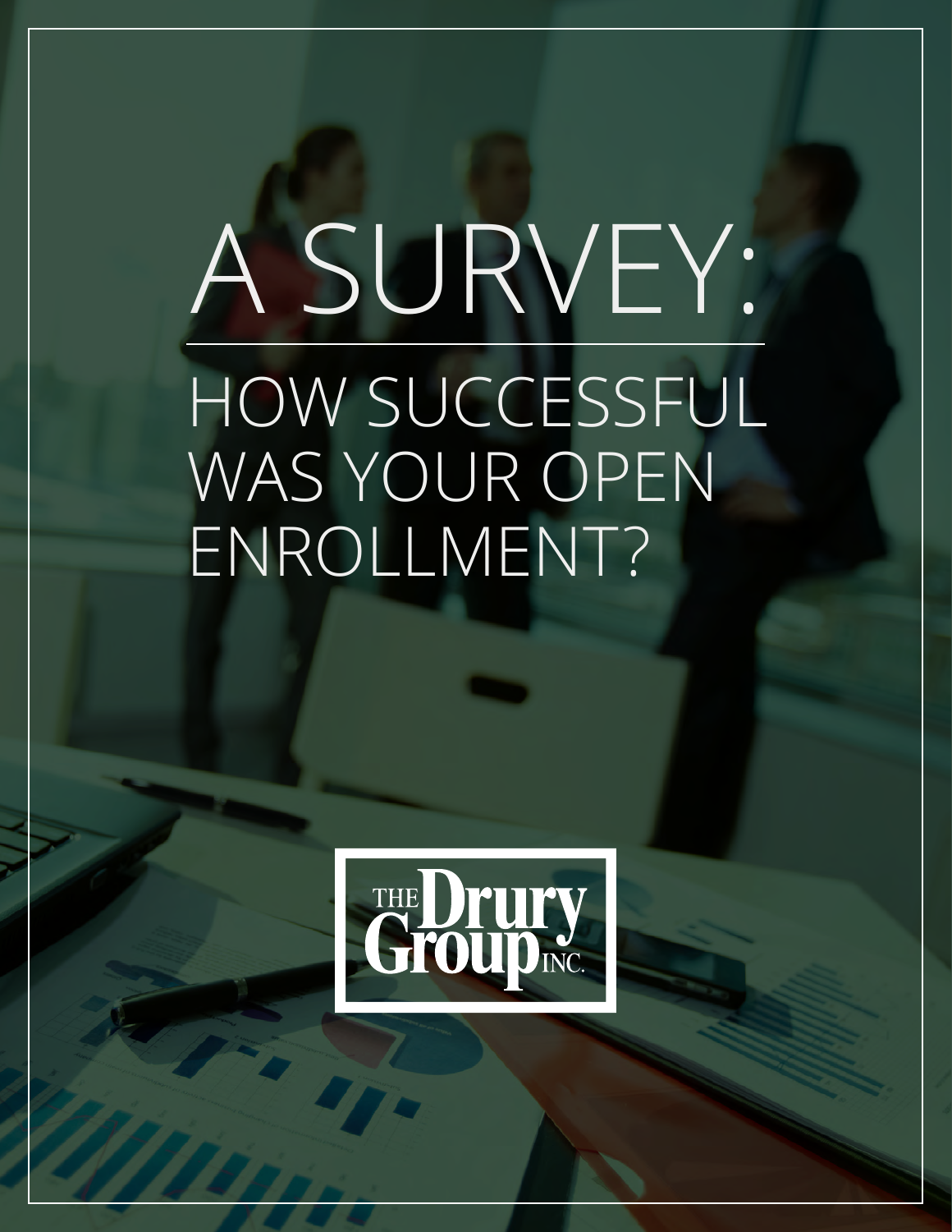# A SURVEY:

## HOW SUCCESSFUL WAS YOUR OPEN ENROLLMENT?

THE Drury Group INC.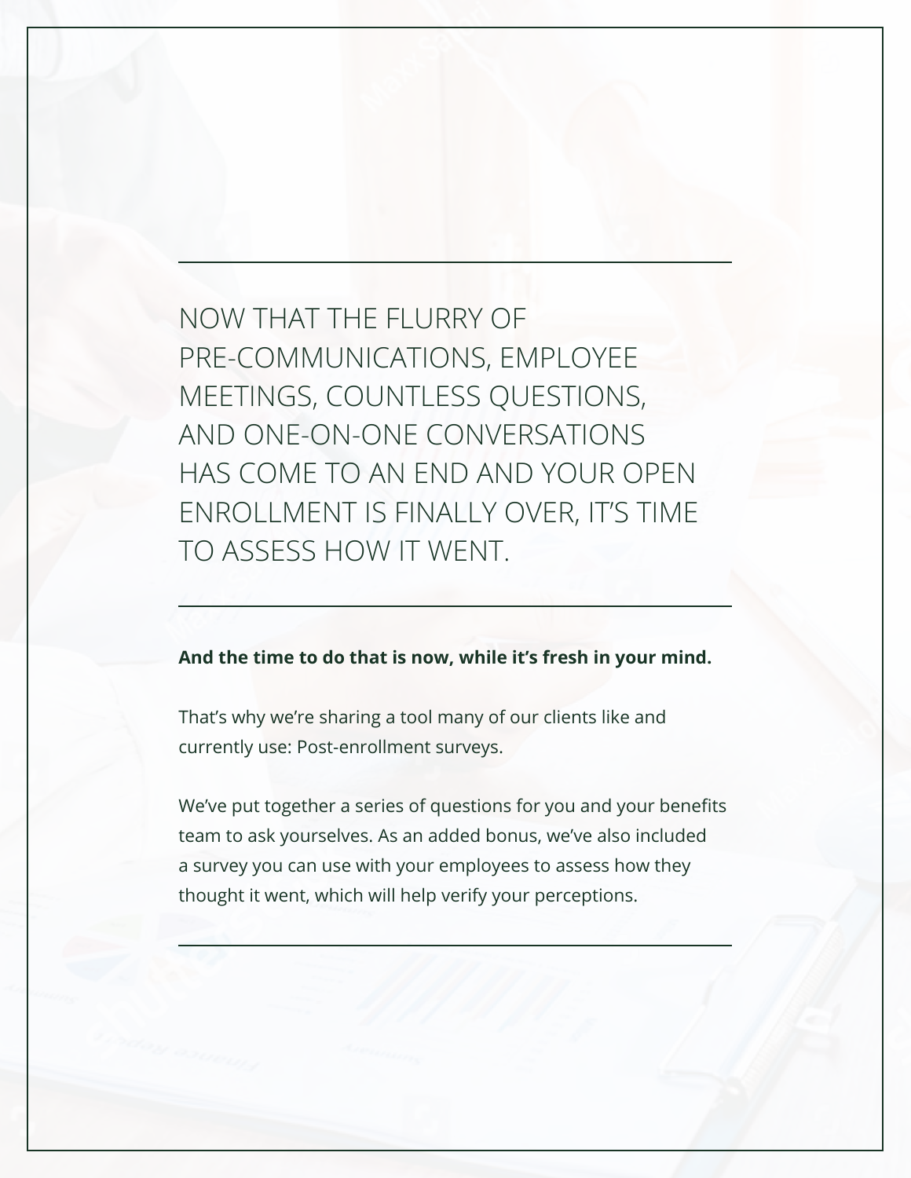NOW THAT THE FLURRY OF PRE-COMMUNICATIONS, EMPLOYEE MEETINGS, COUNTLESS QUESTIONS, AND ONE-ON-ONE CONVERSATIONS HAS COME TO AN END AND YOUR OPEN ENROLLMENT IS FINALLY OVER, IT'S TIME TO ASSESS HOW IT WENT.

**And the time to do that is now, while it's fresh in your mind.**

That's why we're sharing a tool many of our clients like and currently use: Post-enrollment surveys.

We've put together a series of questions for you and your benefits team to ask yourselves. As an added bonus, we've also included a survey you can use with your employees to assess how they thought it went, which will help verify your perceptions.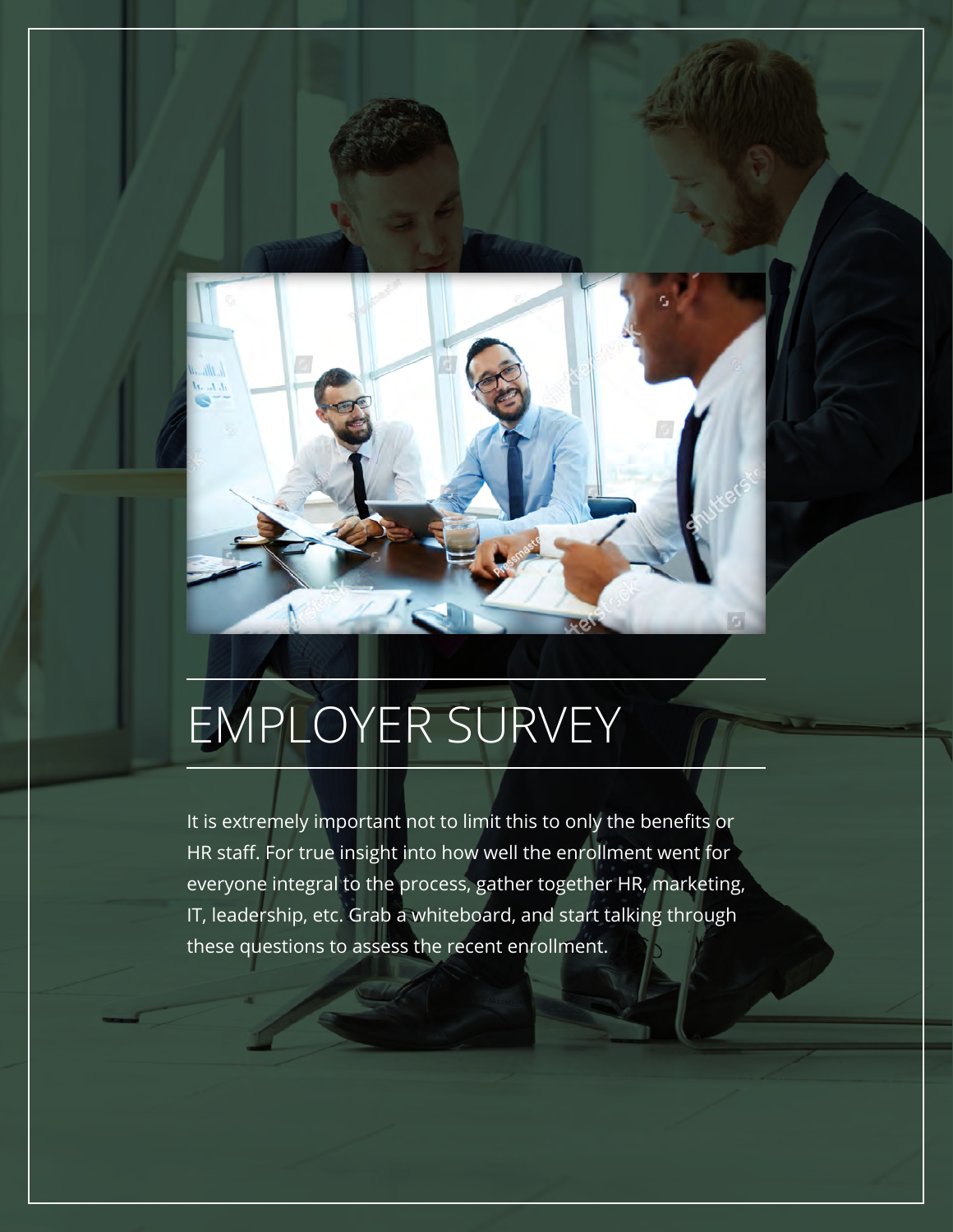# EMPLOYER SURVEY

It is extremely important not to limit this to only the benefits or HR staff. For true insight into how well the enrollment went for everyone integral to the process, gather together HR, marketing, IT, leadership, etc. Grab a whiteboard, and start talking through these questions to assess the recent enrollment.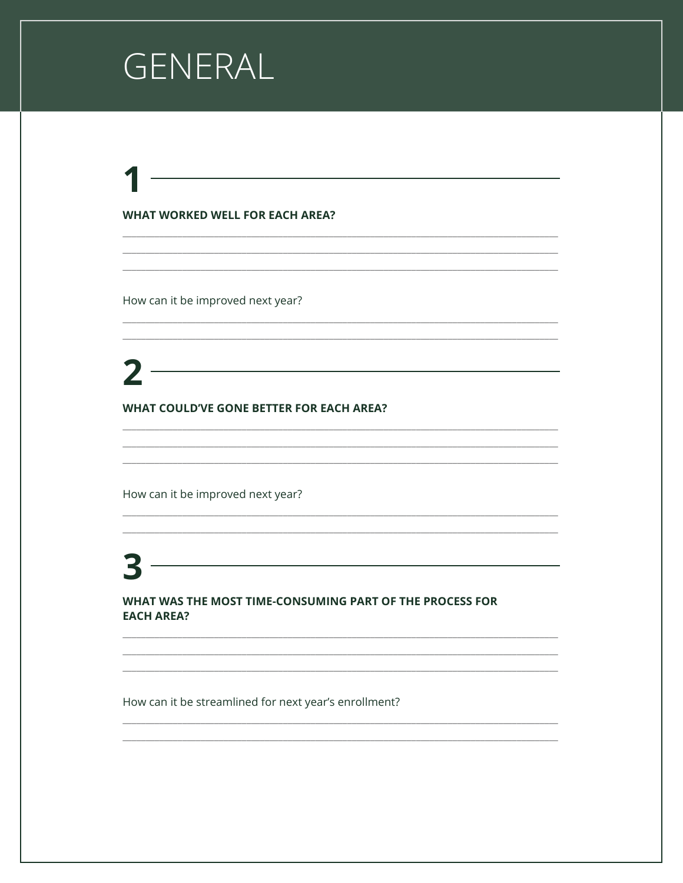# GENERAL

## 1

**WHAT WORKED WELL FOR EACH AREA?**

How can it be improved next year?

## 2

**WHAT COULD'VE GONE BETTER FOR EACH AREA?**

How can it be improved next year?

## 3

**WHAT WAS THE MOST TIME-CONSUMING PART OF THE PROCESS FOR EACH AREA?**

How can it be streamlined for next year's enrollment?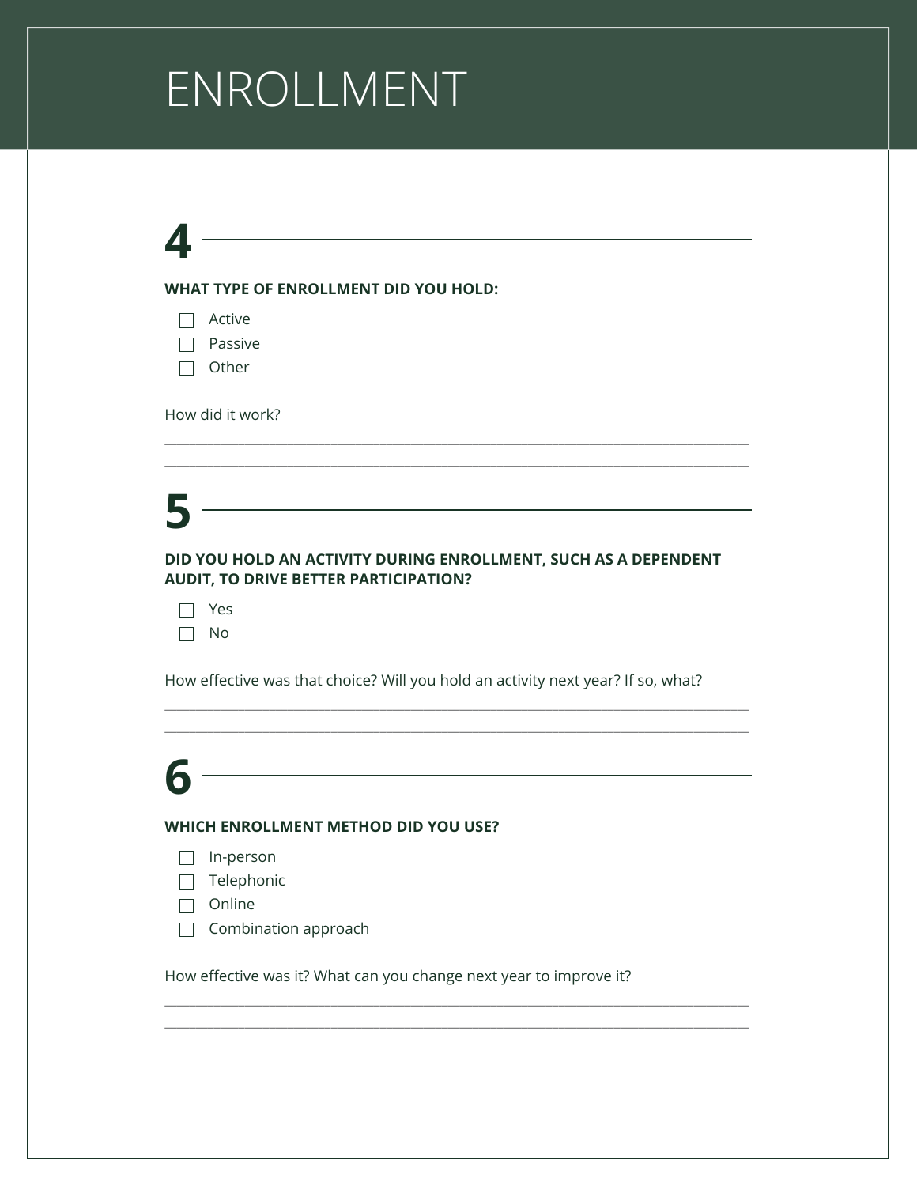# ENROLLMENT

## 4

**WHAT TYPE OF ENROLLMENT DID YOU HOLD:**

- [ ] Active
- [ ] Passive
- [ ] Other

How did it work?

______________________________________________________________________________

______________________________________________________________________________

## 5

**DID YOU HOLD AN ACTIVITY DURING ENROLLMENT, SUCH AS A DEPENDENT AUDIT, TO DRIVE BETTER PARTICIPATION?**

- [ ] Yes
- [ ] No

How effective was that choice? Will you hold an activity next year? If so, what?

______________________________________________________________________________

______________________________________________________________________________

## 6

**WHICH ENROLLMENT METHOD DID YOU USE?**

- [ ] In-person
- [ ] Telephonic
- [ ] Online
- [ ] Combination approach

How effective was it? What can you change next year to improve it?

______________________________________________________________________________

______________________________________________________________________________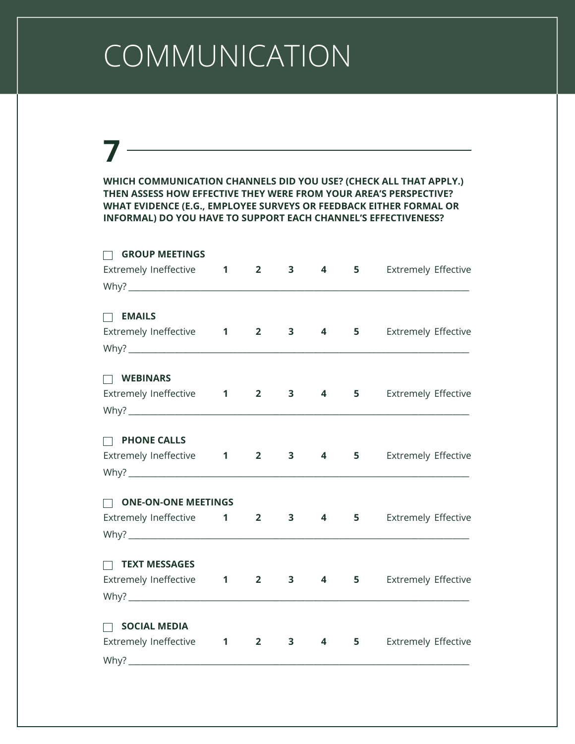# COMMUNICATION

## 7

**WHICH COMMUNICATION CHANNELS DID YOU USE? (CHECK ALL THAT APPLY.) THEN ASSESS HOW EFFECTIVE THEY WERE FROM YOUR AREA'S PERSPECTIVE? WHAT EVIDENCE (E.G., EMPLOYEE SURVEYS OR FEEDBACK EITHER FORMAL OR INFORMAL) DO YOU HAVE TO SUPPORT EACH CHANNEL'S EFFECTIVENESS?**

☐ **GROUP MEETINGS**

Extremely Ineffective **1** **2** **3** **4** **5** Extremely Effective

Why? ___________________________________________________________________

☐ **EMAILS**

Extremely Ineffective **1** **2** **3** **4** **5** Extremely Effective

Why? ___________________________________________________________________

☐ **WEBINARS**

Extremely Ineffective **1** **2** **3** **4** **5** Extremely Effective

Why? ___________________________________________________________________

☐ **PHONE CALLS**

Extremely Ineffective **1** **2** **3** **4** **5** Extremely Effective

Why? ___________________________________________________________________

☐ **ONE-ON-ONE MEETINGS**

Extremely Ineffective **1** **2** **3** **4** **5** Extremely Effective

Why? ___________________________________________________________________

☐ **TEXT MESSAGES**

Extremely Ineffective **1** **2** **3** **4** **5** Extremely Effective

Why? ___________________________________________________________________

☐ **SOCIAL MEDIA**

Extremely Ineffective **1** **2** **3** **4** **5** Extremely Effective

Why? ___________________________________________________________________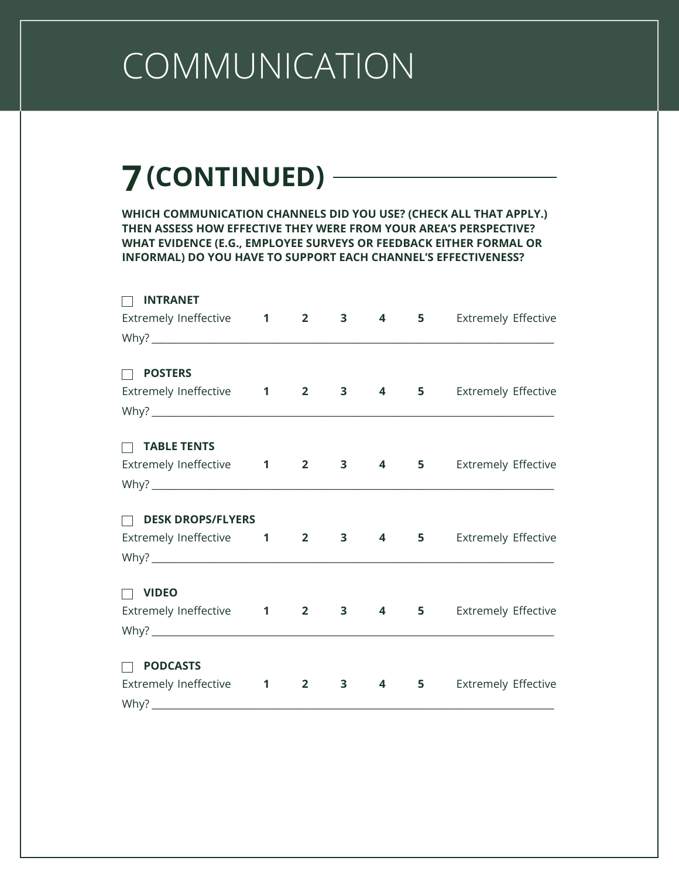# COMMUNICATION

## 7 (CONTINUED)

**WHICH COMMUNICATION CHANNELS DID YOU USE? (CHECK ALL THAT APPLY.) THEN ASSESS HOW EFFECTIVE THEY WERE FROM YOUR AREA'S PERSPECTIVE? WHAT EVIDENCE (E.G., EMPLOYEE SURVEYS OR FEEDBACK EITHER FORMAL OR INFORMAL) DO YOU HAVE TO SUPPORT EACH CHANNEL'S EFFECTIVENESS?**

☐ **INTRANET**

Extremely Ineffective **1 2 3 4 5** Extremely Effective

Why? ______________________________________________________________________

☐ **POSTERS**

Extremely Ineffective **1 2 3 4 5** Extremely Effective

Why? ______________________________________________________________________

☐ **TABLE TENTS**

Extremely Ineffective **1 2 3 4 5** Extremely Effective

Why? ______________________________________________________________________

☐ **DESK DROPS/FLYERS**

Extremely Ineffective **1 2 3 4 5** Extremely Effective

Why? ______________________________________________________________________

☐ **VIDEO**

Extremely Ineffective **1 2 3 4 5** Extremely Effective

Why? ______________________________________________________________________

☐ **PODCASTS**

Extremely Ineffective **1 2 3 4 5** Extremely Effective

Why? ______________________________________________________________________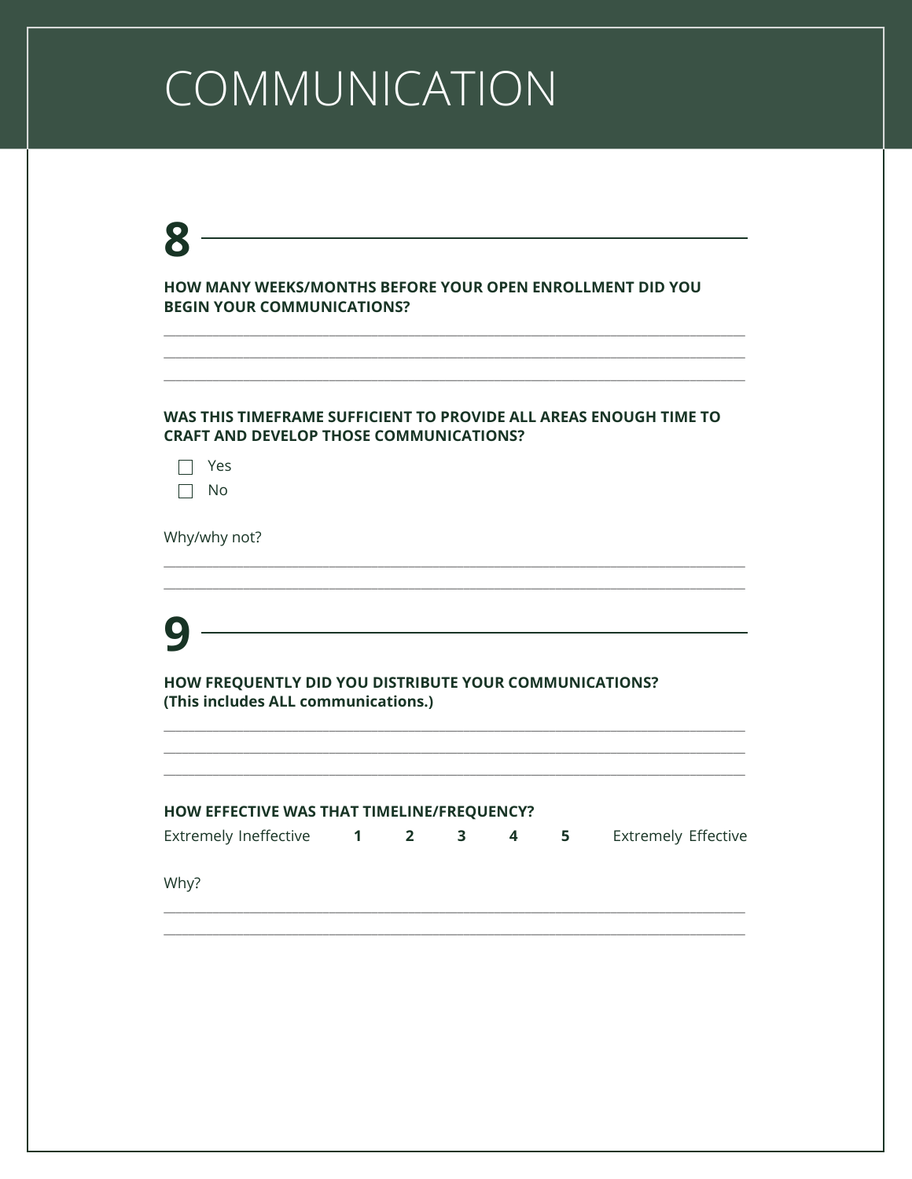# COMMUNICATION

## 8

**HOW MANY WEEKS/MONTHS BEFORE YOUR OPEN ENROLLMENT DID YOU BEGIN YOUR COMMUNICATIONS?**

______________________________________________________________________________

______________________________________________________________________________

______________________________________________________________________________

**WAS THIS TIMEFRAME SUFFICIENT TO PROVIDE ALL AREAS ENOUGH TIME TO CRAFT AND DEVELOP THOSE COMMUNICATIONS?**

- [ ] Yes
- [ ] No

Why/why not?

______________________________________________________________________________

______________________________________________________________________________

## 9

**HOW FREQUENTLY DID YOU DISTRIBUTE YOUR COMMUNICATIONS? (This includes ALL communications.)**

______________________________________________________________________________

______________________________________________________________________________

______________________________________________________________________________

**HOW EFFECTIVE WAS THAT TIMELINE/FREQUENCY?**

Extremely Ineffective **1** **2** **3** **4** **5** Extremely Effective

Why?

______________________________________________________________________________

______________________________________________________________________________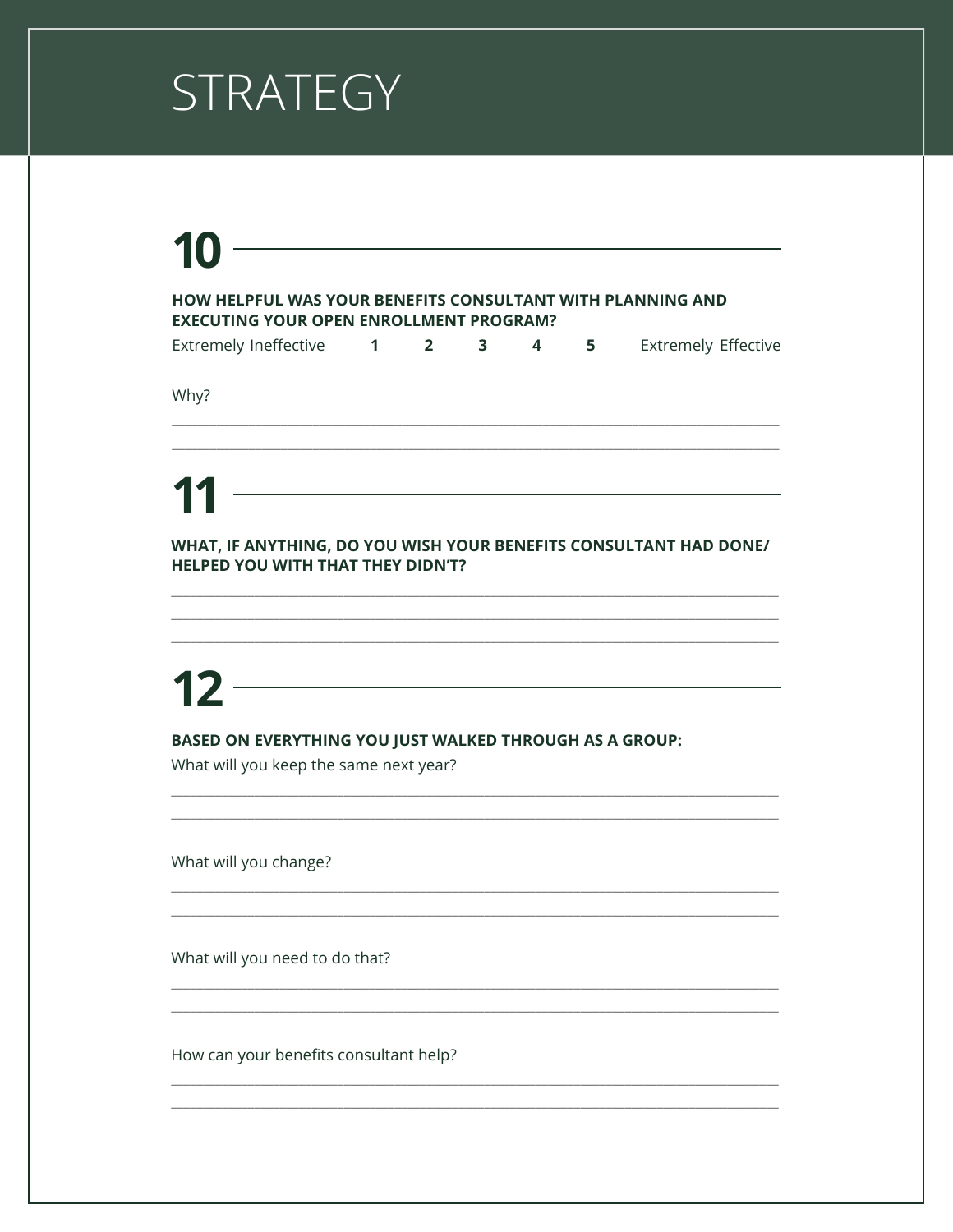# STRATEGY

## 10

**HOW HELPFUL WAS YOUR BENEFITS CONSULTANT WITH PLANNING AND EXECUTING YOUR OPEN ENROLLMENT PROGRAM?**

Extremely Ineffective **1** **2** **3** **4** **5** Extremely Effective

Why?

_______________________________________________________________________________

_______________________________________________________________________________

## 11

**WHAT, IF ANYTHING, DO YOU WISH YOUR BENEFITS CONSULTANT HAD DONE/ HELPED YOU WITH THAT THEY DIDN'T?**

_______________________________________________________________________________

_______________________________________________________________________________

_______________________________________________________________________________

## 12

**BASED ON EVERYTHING YOU JUST WALKED THROUGH AS A GROUP:**

What will you keep the same next year?

_______________________________________________________________________________

_______________________________________________________________________________

What will you change?

_______________________________________________________________________________

_______________________________________________________________________________

What will you need to do that?

_______________________________________________________________________________

_______________________________________________________________________________

How can your benefits consultant help?

_______________________________________________________________________________

_______________________________________________________________________________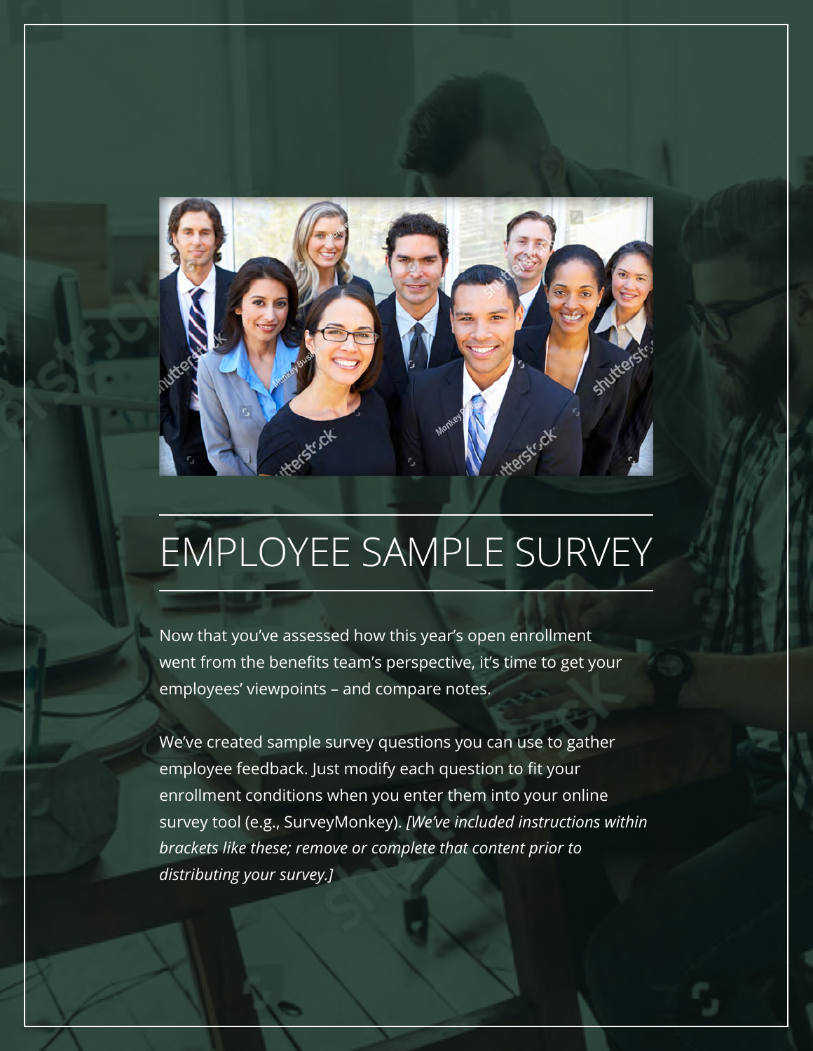# EMPLOYEE SAMPLE SURVEY

Now that you've assessed how this year's open enrollment went from the benefits team's perspective, it's time to get your employees' viewpoints – and compare notes.

We've created sample survey questions you can use to gather employee feedback. Just modify each question to fit your enrollment conditions when you enter them into your online survey tool (e.g., SurveyMonkey). *[We've included instructions within brackets like these; remove or complete that content prior to distributing your survey.]*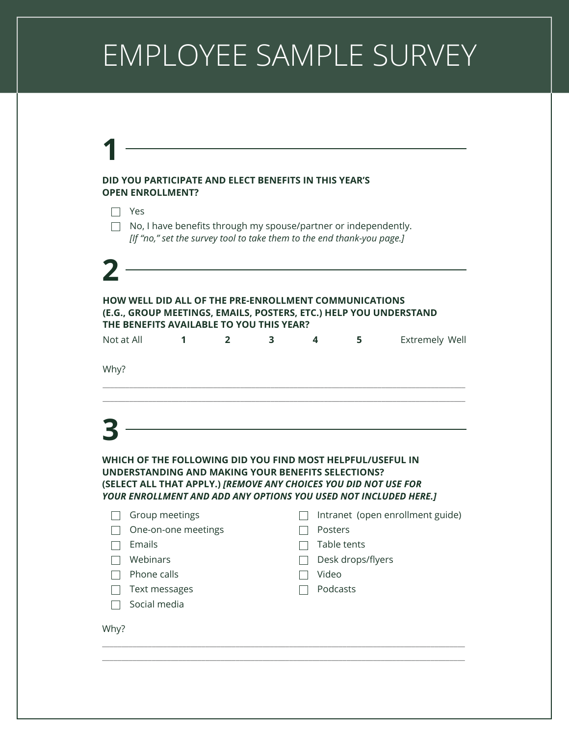# EMPLOYEE SAMPLE SURVEY

## 1

**DID YOU PARTICIPATE AND ELECT BENEFITS IN THIS YEAR'S OPEN ENROLLMENT?**

- ☐ Yes
- ☐ No, I have benefits through my spouse/partner or independently.
  *[If "no," set the survey tool to take them to the end thank-you page.]*

## 2

**HOW WELL DID ALL OF THE PRE-ENROLLMENT COMMUNICATIONS (E.G., GROUP MEETINGS, EMAILS, POSTERS, ETC.) HELP YOU UNDERSTAND THE BENEFITS AVAILABLE TO YOU THIS YEAR?**

Not at All **1** **2** **3** **4** **5** Extremely Well

Why?

______________________________________________________________________________

______________________________________________________________________________

## 3

**WHICH OF THE FOLLOWING DID YOU FIND MOST HELPFUL/USEFUL IN UNDERSTANDING AND MAKING YOUR BENEFITS SELECTIONS? (SELECT ALL THAT APPLY.)** ***[REMOVE ANY CHOICES YOU DID NOT USE FOR YOUR ENROLLMENT AND ADD ANY OPTIONS YOU USED NOT INCLUDED HERE.]***

- ☐ Group meetings
- ☐ One-on-one meetings
- ☐ Emails
- ☐ Webinars
- ☐ Phone calls
- ☐ Text messages
- ☐ Social media
- ☐ Intranet (open enrollment guide)
- ☐ Posters
- ☐ Table tents
- ☐ Desk drops/flyers
- ☐ Video
- ☐ Podcasts

Why?

______________________________________________________________________________

______________________________________________________________________________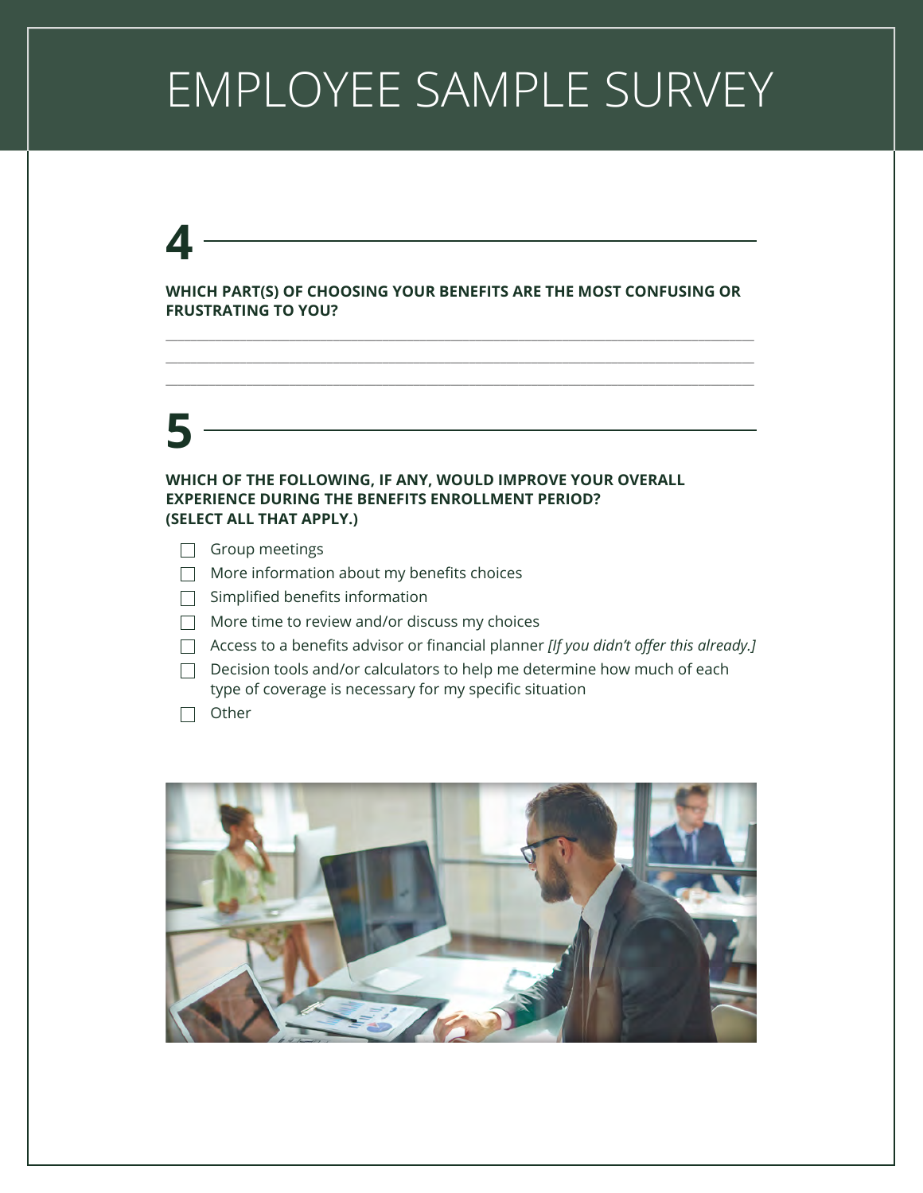# EMPLOYEE SAMPLE SURVEY

## 4

**WHICH PART(S) OF CHOOSING YOUR BENEFITS ARE THE MOST CONFUSING OR FRUSTRATING TO YOU?**

_______________________________________________________________________________

_______________________________________________________________________________

_______________________________________________________________________________

## 5

**WHICH OF THE FOLLOWING, IF ANY, WOULD IMPROVE YOUR OVERALL EXPERIENCE DURING THE BENEFITS ENROLLMENT PERIOD? (SELECT ALL THAT APPLY.)**

- ☐ Group meetings
- ☐ More information about my benefits choices
- ☐ Simplified benefits information
- ☐ More time to review and/or discuss my choices
- ☐ Access to a benefits advisor or financial planner *[If you didn't offer this already.]*
- ☐ Decision tools and/or calculators to help me determine how much of each type of coverage is necessary for my specific situation
- ☐ Other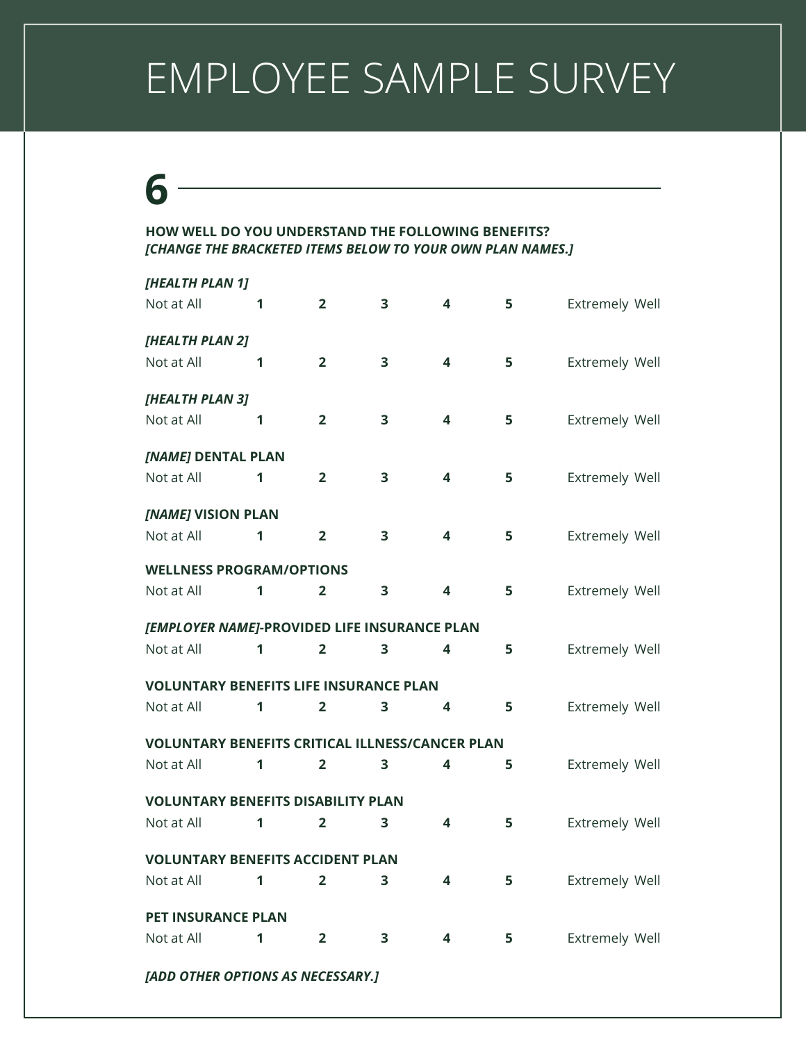# EMPLOYEE SAMPLE SURVEY

## 6

**HOW WELL DO YOU UNDERSTAND THE FOLLOWING BENEFITS?**
***[CHANGE THE BRACKETED ITEMS BELOW TO YOUR OWN PLAN NAMES.]***

***[HEALTH PLAN 1]***

Not at All **1** **2** **3** **4** **5** Extremely Well

***[HEALTH PLAN 2]***

Not at All **1** **2** **3** **4** **5** Extremely Well

***[HEALTH PLAN 3]***

Not at All **1** **2** **3** **4** **5** Extremely Well

***[NAME]* DENTAL PLAN**

Not at All **1** **2** **3** **4** **5** Extremely Well

***[NAME]* VISION PLAN**

Not at All **1** **2** **3** **4** **5** Extremely Well

**WELLNESS PROGRAM/OPTIONS**

Not at All **1** **2** **3** **4** **5** Extremely Well

***[EMPLOYER NAME]*-PROVIDED LIFE INSURANCE PLAN**

Not at All **1** **2** **3** **4** **5** Extremely Well

**VOLUNTARY BENEFITS LIFE INSURANCE PLAN**

Not at All **1** **2** **3** **4** **5** Extremely Well

**VOLUNTARY BENEFITS CRITICAL ILLNESS/CANCER PLAN**

Not at All **1** **2** **3** **4** **5** Extremely Well

**VOLUNTARY BENEFITS DISABILITY PLAN**

Not at All **1** **2** **3** **4** **5** Extremely Well

**VOLUNTARY BENEFITS ACCIDENT PLAN**

Not at All **1** **2** **3** **4** **5** Extremely Well

**PET INSURANCE PLAN**

Not at All **1** **2** **3** **4** **5** Extremely Well

***[ADD OTHER OPTIONS AS NECESSARY.]***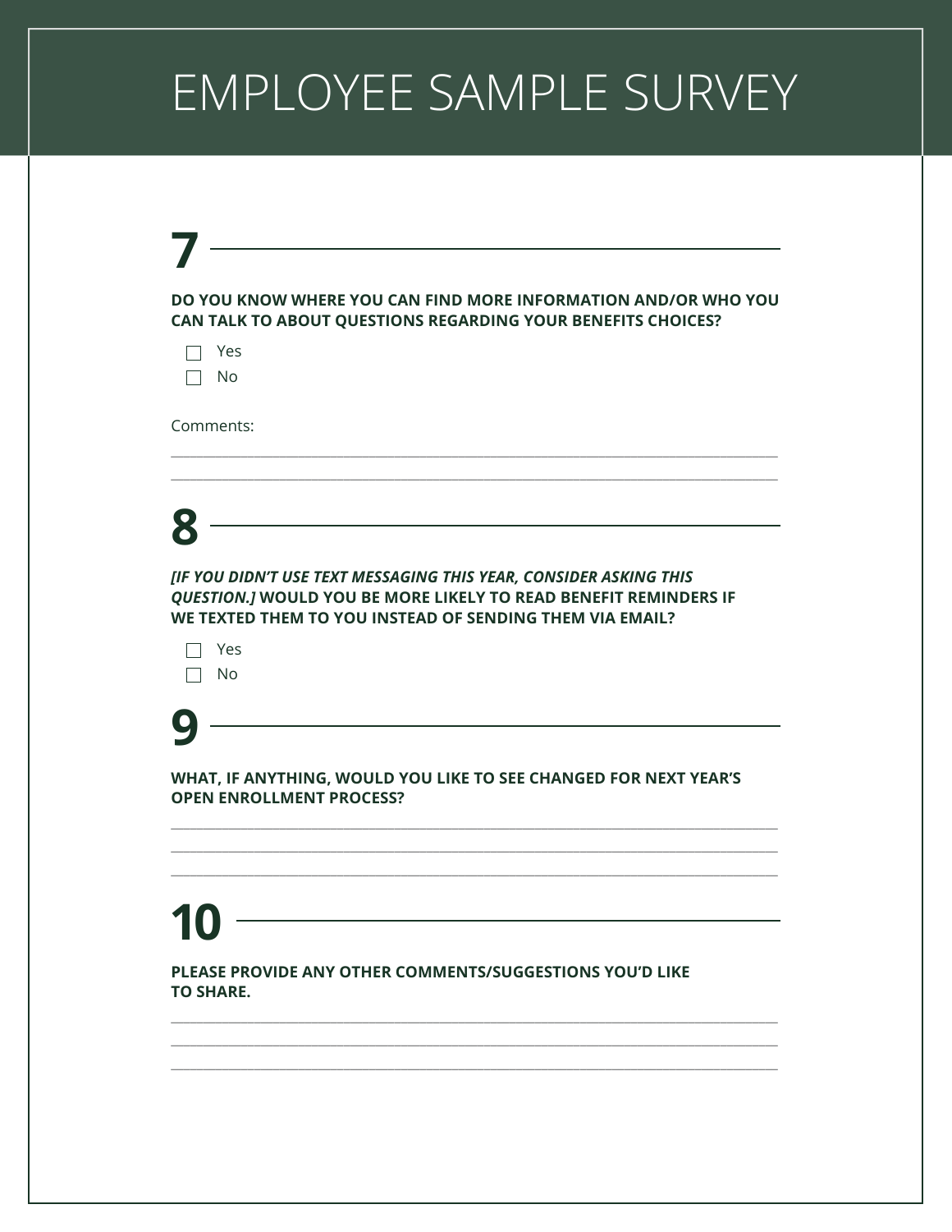# EMPLOYEE SAMPLE SURVEY

## 7

**DO YOU KNOW WHERE YOU CAN FIND MORE INFORMATION AND/OR WHO YOU CAN TALK TO ABOUT QUESTIONS REGARDING YOUR BENEFITS CHOICES?**

- ☐ Yes
- ☐ No

Comments:

\_\_\_\_\_\_\_\_\_\_\_\_\_\_\_\_\_\_\_\_\_\_\_\_\_\_\_\_\_\_\_\_\_\_\_\_\_\_\_\_\_\_\_\_\_\_\_\_\_\_\_\_\_\_\_\_\_\_\_\_\_\_\_\_\_\_\_\_\_\_

\_\_\_\_\_\_\_\_\_\_\_\_\_\_\_\_\_\_\_\_\_\_\_\_\_\_\_\_\_\_\_\_\_\_\_\_\_\_\_\_\_\_\_\_\_\_\_\_\_\_\_\_\_\_\_\_\_\_\_\_\_\_\_\_\_\_\_\_\_\_

## 8

***[IF YOU DIDN'T USE TEXT MESSAGING THIS YEAR, CONSIDER ASKING THIS QUESTION.]*** **WOULD YOU BE MORE LIKELY TO READ BENEFIT REMINDERS IF WE TEXTED THEM TO YOU INSTEAD OF SENDING THEM VIA EMAIL?**

- ☐ Yes
- ☐ No

## 9

**WHAT, IF ANYTHING, WOULD YOU LIKE TO SEE CHANGED FOR NEXT YEAR'S OPEN ENROLLMENT PROCESS?**

\_\_\_\_\_\_\_\_\_\_\_\_\_\_\_\_\_\_\_\_\_\_\_\_\_\_\_\_\_\_\_\_\_\_\_\_\_\_\_\_\_\_\_\_\_\_\_\_\_\_\_\_\_\_\_\_\_\_\_\_\_\_\_\_\_\_\_\_\_\_

\_\_\_\_\_\_\_\_\_\_\_\_\_\_\_\_\_\_\_\_\_\_\_\_\_\_\_\_\_\_\_\_\_\_\_\_\_\_\_\_\_\_\_\_\_\_\_\_\_\_\_\_\_\_\_\_\_\_\_\_\_\_\_\_\_\_\_\_\_\_

\_\_\_\_\_\_\_\_\_\_\_\_\_\_\_\_\_\_\_\_\_\_\_\_\_\_\_\_\_\_\_\_\_\_\_\_\_\_\_\_\_\_\_\_\_\_\_\_\_\_\_\_\_\_\_\_\_\_\_\_\_\_\_\_\_\_\_\_\_\_

## 10

**PLEASE PROVIDE ANY OTHER COMMENTS/SUGGESTIONS YOU'D LIKE TO SHARE.**

\_\_\_\_\_\_\_\_\_\_\_\_\_\_\_\_\_\_\_\_\_\_\_\_\_\_\_\_\_\_\_\_\_\_\_\_\_\_\_\_\_\_\_\_\_\_\_\_\_\_\_\_\_\_\_\_\_\_\_\_\_\_\_\_\_\_\_\_\_\_

\_\_\_\_\_\_\_\_\_\_\_\_\_\_\_\_\_\_\_\_\_\_\_\_\_\_\_\_\_\_\_\_\_\_\_\_\_\_\_\_\_\_\_\_\_\_\_\_\_\_\_\_\_\_\_\_\_\_\_\_\_\_\_\_\_\_\_\_\_\_

\_\_\_\_\_\_\_\_\_\_\_\_\_\_\_\_\_\_\_\_\_\_\_\_\_\_\_\_\_\_\_\_\_\_\_\_\_\_\_\_\_\_\_\_\_\_\_\_\_\_\_\_\_\_\_\_\_\_\_\_\_\_\_\_\_\_\_\_\_\_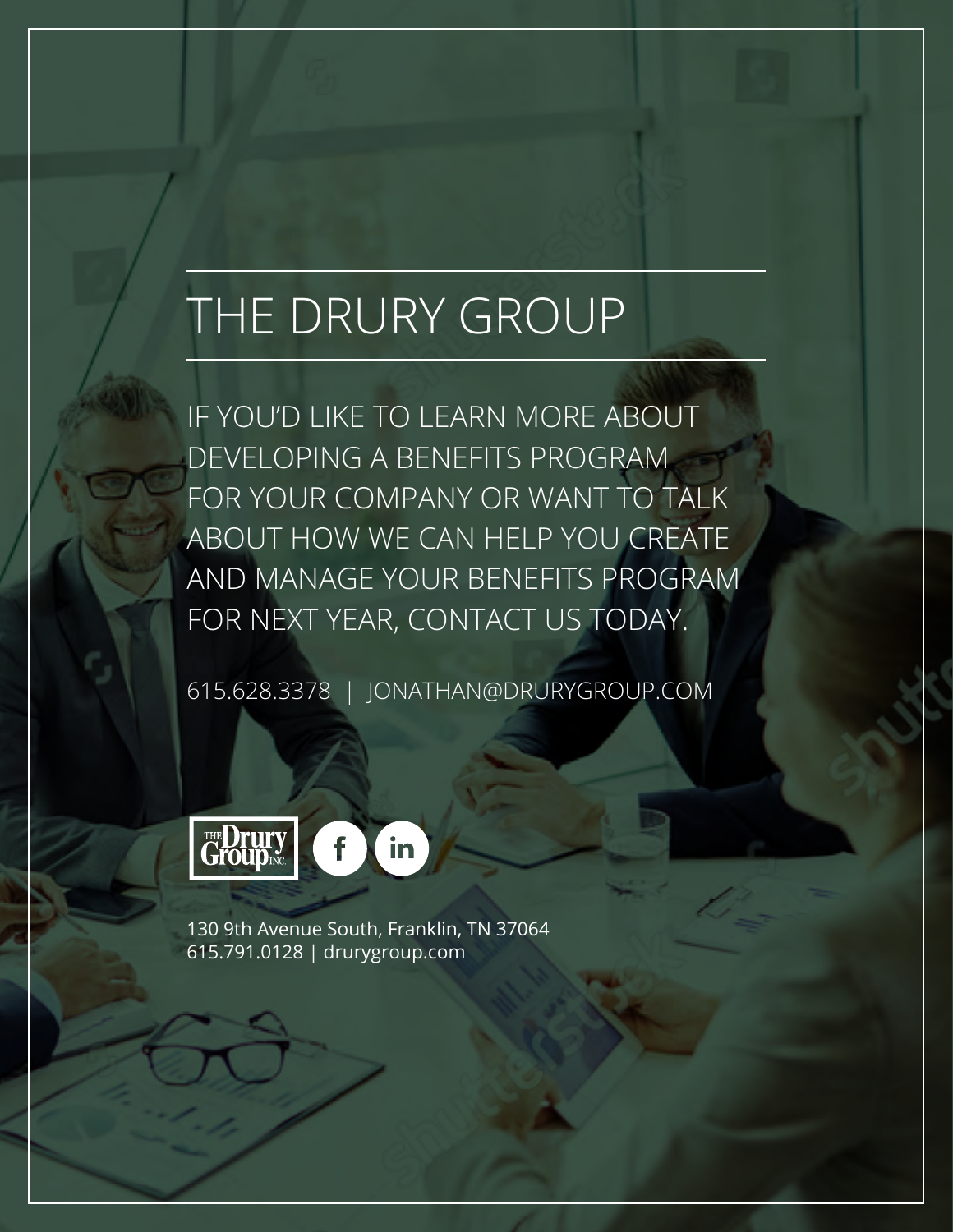# THE DRURY GROUP

IF YOU'D LIKE TO LEARN MORE ABOUT DEVELOPING A BENEFITS PROGRAM FOR YOUR COMPANY OR WANT TO TALK ABOUT HOW WE CAN HELP YOU CREATE AND MANAGE YOUR BENEFITS PROGRAM FOR NEXT YEAR, CONTACT US TODAY.

615.628.3378 | JONATHAN@DRURYGROUP.COM

THE Drury Group INC.

130 9th Avenue South, Franklin, TN 37064
615.791.0128 | drurygroup.com